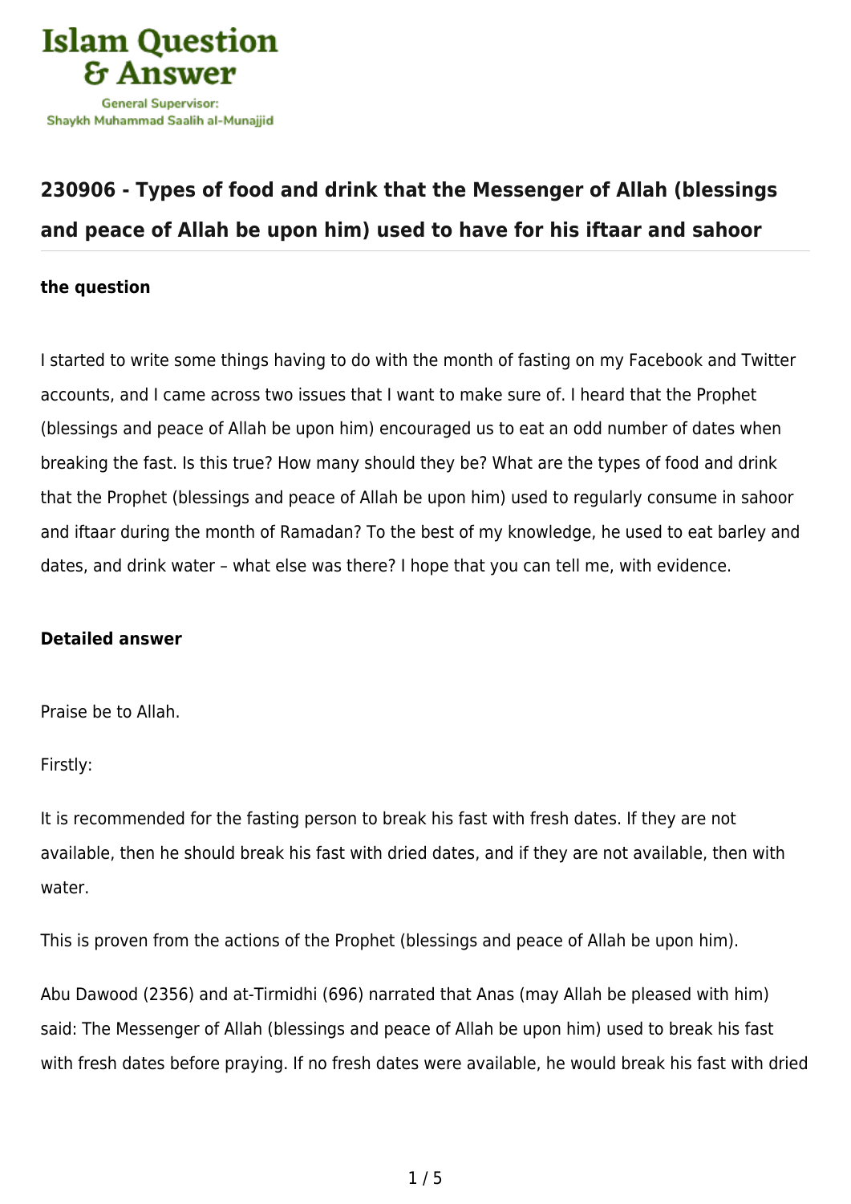# Islam Question & Answer

General Supervisor:
Shaykh Muhammad Saalih al-Munajjid

## 230906 - Types of food and drink that the Messenger of Allah (blessings and peace of Allah be upon him) used to have for his iftaar and sahoor

### the question

I started to write some things having to do with the month of fasting on my Facebook and Twitter accounts, and I came across two issues that I want to make sure of. I heard that the Prophet (blessings and peace of Allah be upon him) encouraged us to eat an odd number of dates when breaking the fast. Is this true? How many should they be? What are the types of food and drink that the Prophet (blessings and peace of Allah be upon him) used to regularly consume in sahoor and iftaar during the month of Ramadan? To the best of my knowledge, he used to eat barley and dates, and drink water – what else was there? I hope that you can tell me, with evidence.

### Detailed answer

Praise be to Allah.

Firstly:

It is recommended for the fasting person to break his fast with fresh dates. If they are not available, then he should break his fast with dried dates, and if they are not available, then with water.

This is proven from the actions of the Prophet (blessings and peace of Allah be upon him).

Abu Dawood (2356) and at-Tirmidhi (696) narrated that Anas (may Allah be pleased with him) said: The Messenger of Allah (blessings and peace of Allah be upon him) used to break his fast with fresh dates before praying. If no fresh dates were available, he would break his fast with dried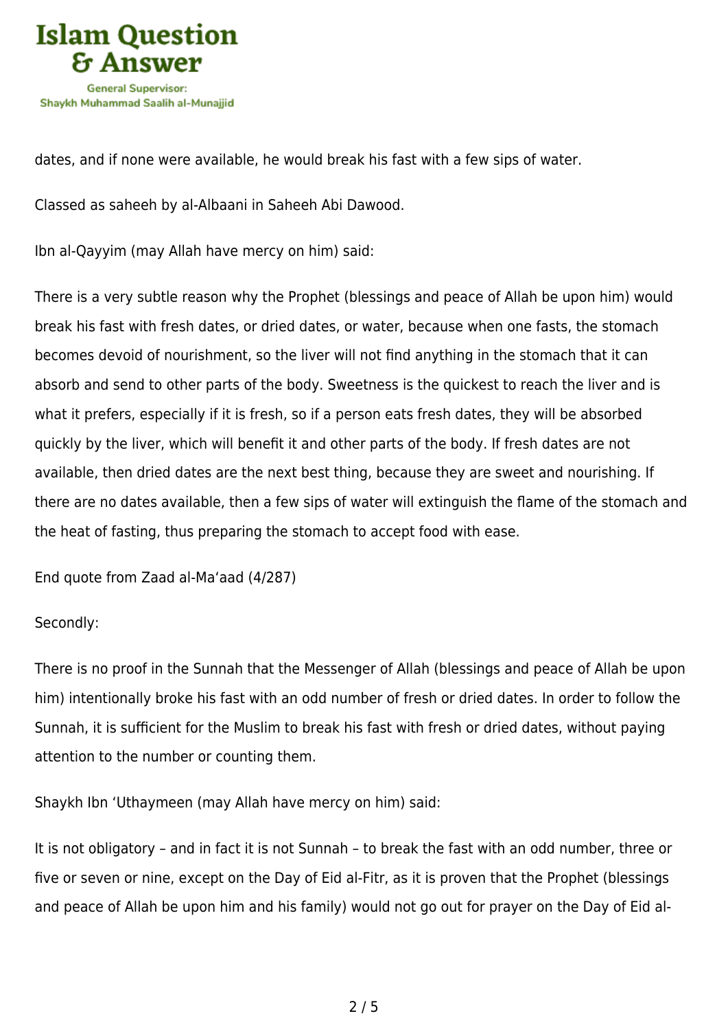dates, and if none were available, he would break his fast with a few sips of water.

Classed as saheeh by al-Albaani in Saheeh Abi Dawood.

Ibn al-Qayyim (may Allah have mercy on him) said:

There is a very subtle reason why the Prophet (blessings and peace of Allah be upon him) would break his fast with fresh dates, or dried dates, or water, because when one fasts, the stomach becomes devoid of nourishment, so the liver will not find anything in the stomach that it can absorb and send to other parts of the body. Sweetness is the quickest to reach the liver and is what it prefers, especially if it is fresh, so if a person eats fresh dates, they will be absorbed quickly by the liver, which will benefit it and other parts of the body. If fresh dates are not available, then dried dates are the next best thing, because they are sweet and nourishing. If there are no dates available, then a few sips of water will extinguish the flame of the stomach and the heat of fasting, thus preparing the stomach to accept food with ease.

End quote from Zaad al-Ma'aad (4/287)

Secondly:

There is no proof in the Sunnah that the Messenger of Allah (blessings and peace of Allah be upon him) intentionally broke his fast with an odd number of fresh or dried dates. In order to follow the Sunnah, it is sufficient for the Muslim to break his fast with fresh or dried dates, without paying attention to the number or counting them.

Shaykh Ibn 'Uthaymeen (may Allah have mercy on him) said:

It is not obligatory – and in fact it is not Sunnah – to break the fast with an odd number, three or five or seven or nine, except on the Day of Eid al-Fitr, as it is proven that the Prophet (blessings and peace of Allah be upon him and his family) would not go out for prayer on the Day of Eid al-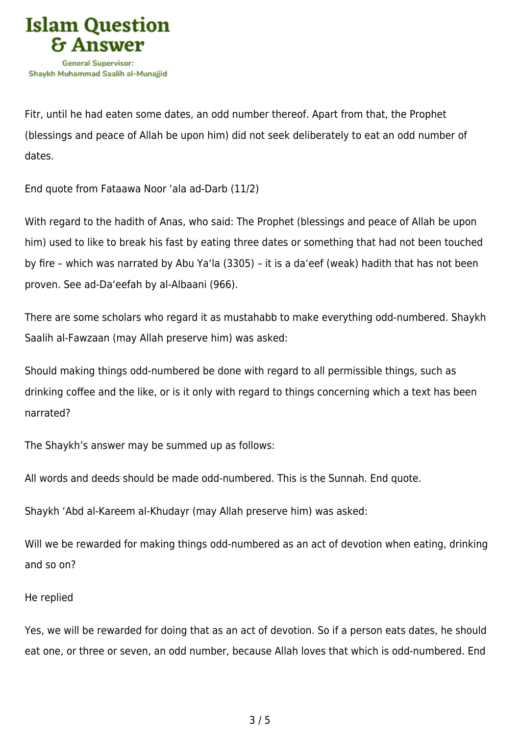Fitr, until he had eaten some dates, an odd number thereof. Apart from that, the Prophet (blessings and peace of Allah be upon him) did not seek deliberately to eat an odd number of dates.

End quote from Fataawa Noor ‘ala ad-Darb (11/2)

With regard to the hadith of Anas, who said: The Prophet (blessings and peace of Allah be upon him) used to like to break his fast by eating three dates or something that had not been touched by fire – which was narrated by Abu Ya‘la (3305) – it is a da‘eef (weak) hadith that has not been proven. See ad-Da‘eefah by al-Albaani (966).

There are some scholars who regard it as mustahabb to make everything odd-numbered. Shaykh Saalih al-Fawzaan (may Allah preserve him) was asked:

Should making things odd-numbered be done with regard to all permissible things, such as drinking coffee and the like, or is it only with regard to things concerning which a text has been narrated?

The Shaykh’s answer may be summed up as follows:

All words and deeds should be made odd-numbered. This is the Sunnah. End quote.

Shaykh ‘Abd al-Kareem al-Khudayr (may Allah preserve him) was asked:

Will we be rewarded for making things odd-numbered as an act of devotion when eating, drinking and so on?

He replied

Yes, we will be rewarded for doing that as an act of devotion. So if a person eats dates, he should eat one, or three or seven, an odd number, because Allah loves that which is odd-numbered. End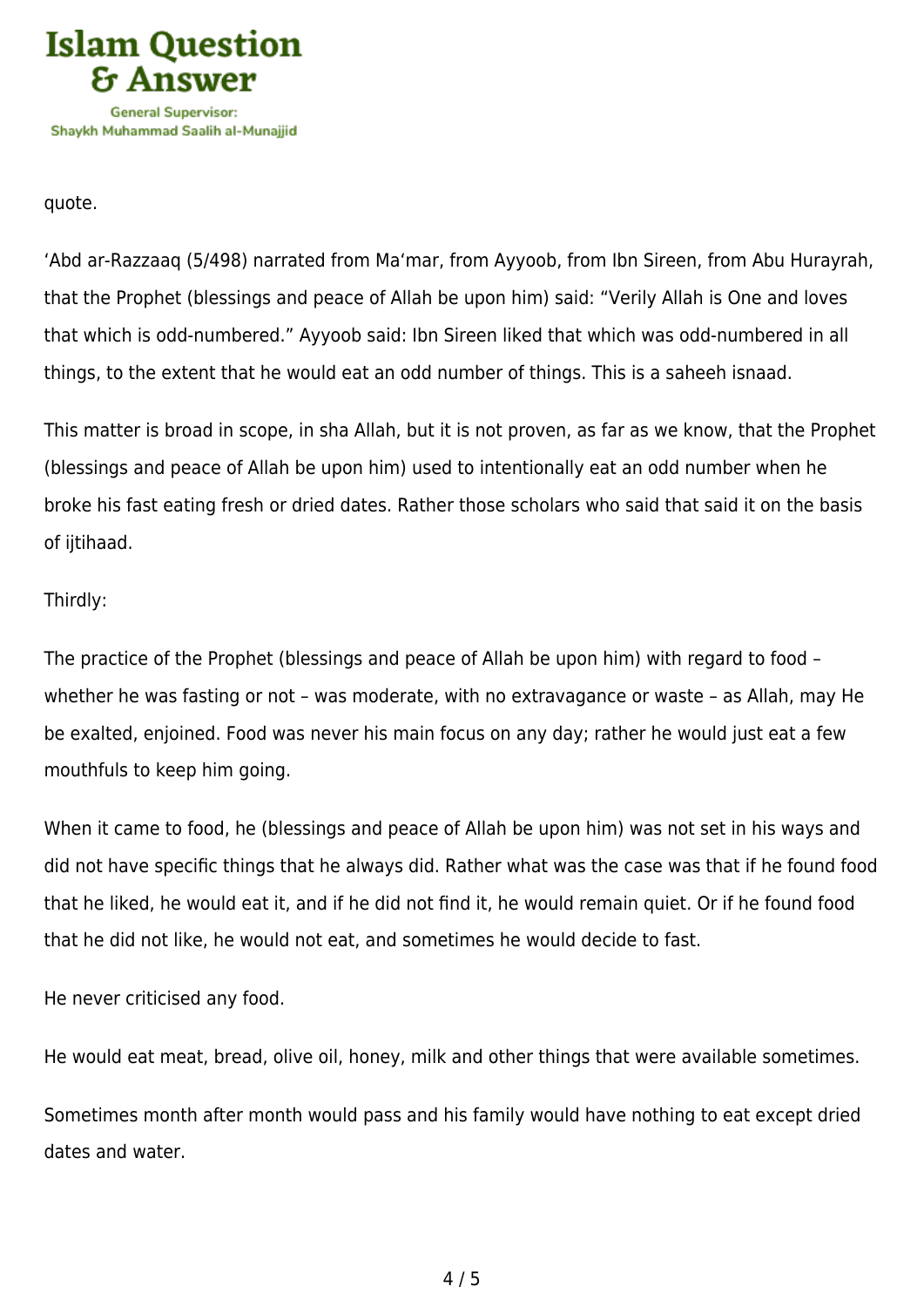quote.

‘Abd ar-Razzaaq (5/498) narrated from Ma‘mar, from Ayyoob, from Ibn Sireen, from Abu Hurayrah, that the Prophet (blessings and peace of Allah be upon him) said: “Verily Allah is One and loves that which is odd-numbered.” Ayyoob said: Ibn Sireen liked that which was odd-numbered in all things, to the extent that he would eat an odd number of things. This is a saheeh isnaad.

This matter is broad in scope, in sha Allah, but it is not proven, as far as we know, that the Prophet (blessings and peace of Allah be upon him) used to intentionally eat an odd number when he broke his fast eating fresh or dried dates. Rather those scholars who said that said it on the basis of ijtihaad.

Thirdly:

The practice of the Prophet (blessings and peace of Allah be upon him) with regard to food – whether he was fasting or not – was moderate, with no extravagance or waste – as Allah, may He be exalted, enjoined. Food was never his main focus on any day; rather he would just eat a few mouthfuls to keep him going.

When it came to food, he (blessings and peace of Allah be upon him) was not set in his ways and did not have specific things that he always did. Rather what was the case was that if he found food that he liked, he would eat it, and if he did not find it, he would remain quiet. Or if he found food that he did not like, he would not eat, and sometimes he would decide to fast.

He never criticised any food.

He would eat meat, bread, olive oil, honey, milk and other things that were available sometimes.

Sometimes month after month would pass and his family would have nothing to eat except dried dates and water.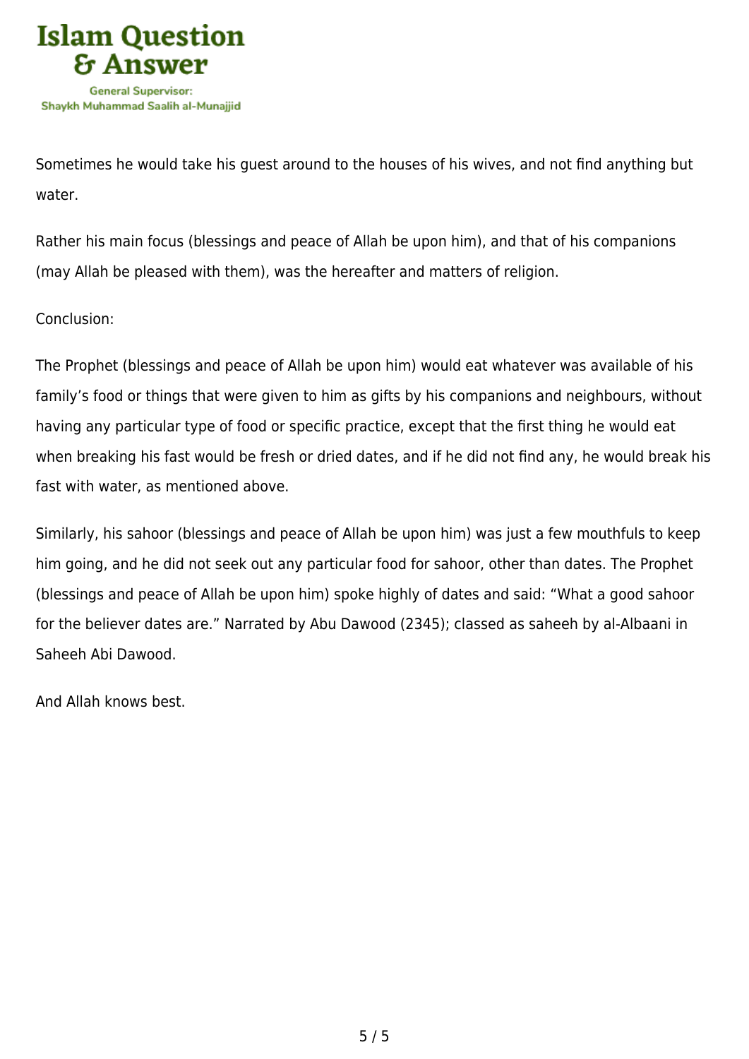Sometimes he would take his guest around to the houses of his wives, and not find anything but water.

Rather his main focus (blessings and peace of Allah be upon him), and that of his companions (may Allah be pleased with them), was the hereafter and matters of religion.

Conclusion:

The Prophet (blessings and peace of Allah be upon him) would eat whatever was available of his family's food or things that were given to him as gifts by his companions and neighbours, without having any particular type of food or specific practice, except that the first thing he would eat when breaking his fast would be fresh or dried dates, and if he did not find any, he would break his fast with water, as mentioned above.

Similarly, his sahoor (blessings and peace of Allah be upon him) was just a few mouthfuls to keep him going, and he did not seek out any particular food for sahoor, other than dates. The Prophet (blessings and peace of Allah be upon him) spoke highly of dates and said: "What a good sahoor for the believer dates are." Narrated by Abu Dawood (2345); classed as saheeh by al-Albaani in Saheeh Abi Dawood.

And Allah knows best.